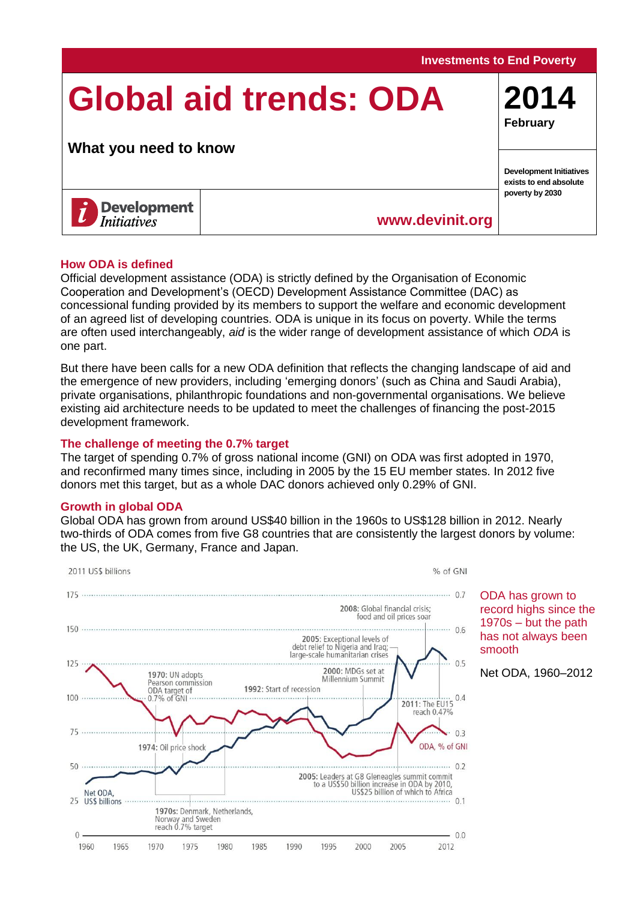Investments to End Poverty

# Global aid trends: ODA

**2014**
**February**

### What you need to know

Development Initiatives exists to end absolute poverty by 2030

Development Initiatives

www.devinit.org

## How ODA is defined

Official development assistance (ODA) is strictly defined by the Organisation of Economic Cooperation and Development's (OECD) Development Assistance Committee (DAC) as concessional funding provided by its members to support the welfare and economic development of an agreed list of developing countries. ODA is unique in its focus on poverty. While the terms are often used interchangeably, *aid* is the wider range of development assistance of which *ODA* is one part.

But there have been calls for a new ODA definition that reflects the changing landscape of aid and the emergence of new providers, including 'emerging donors' (such as China and Saudi Arabia), private organisations, philanthropic foundations and non-governmental organisations. We believe existing aid architecture needs to be updated to meet the challenges of financing the post-2015 development framework.

## The challenge of meeting the 0.7% target

The target of spending 0.7% of gross national income (GNI) on ODA was first adopted in 1970, and reconfirmed many times since, including in 2005 by the 15 EU member states. In 2012 five donors met this target, but as a whole DAC donors achieved only 0.29% of GNI.

## Growth in global ODA

Global ODA has grown from around US$40 billion in the 1960s to US$128 billion in 2012. Nearly two-thirds of ODA comes from five G8 countries that are consistently the largest donors by volume: the US, the UK, Germany, France and Japan.

ODA has grown to record highs since the 1970s – but the path has not always been smooth

Net ODA, 1960–2012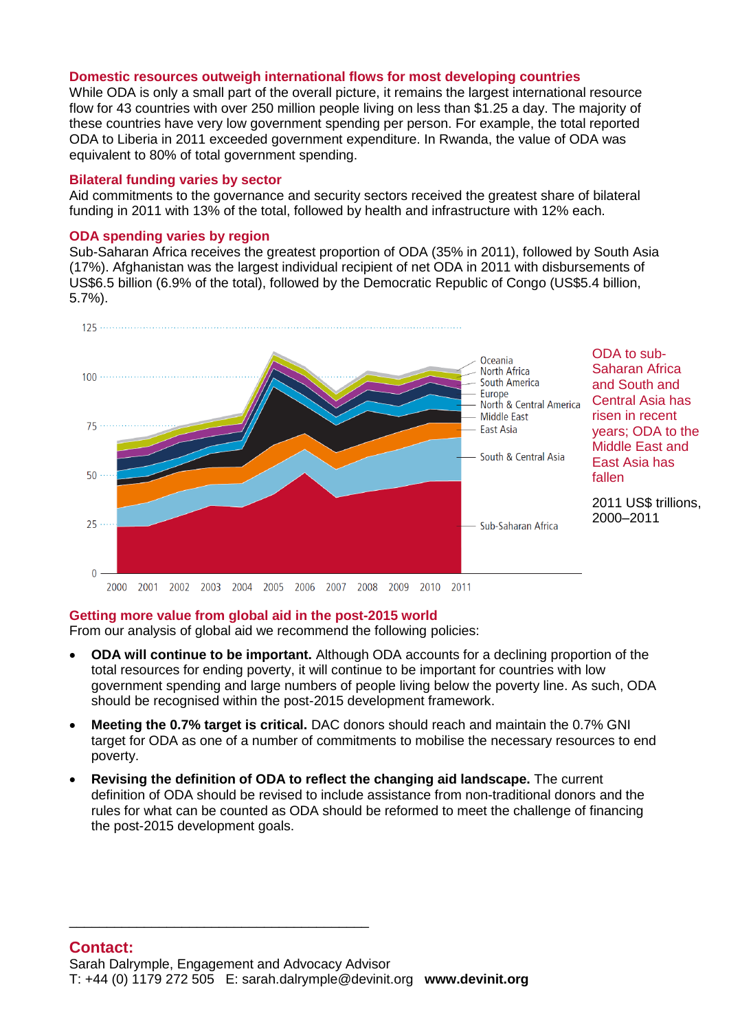### Domestic resources outweigh international flows for most developing countries

While ODA is only a small part of the overall picture, it remains the largest international resource flow for 43 countries with over 250 million people living on less than $1.25 a day. The majority of these countries have very low government spending per person. For example, the total reported ODA to Liberia in 2011 exceeded government expenditure. In Rwanda, the value of ODA was equivalent to 80% of total government spending.

### Bilateral funding varies by sector

Aid commitments to the governance and security sectors received the greatest share of bilateral funding in 2011 with 13% of the total, followed by health and infrastructure with 12% each.

### ODA spending varies by region

Sub-Saharan Africa receives the greatest proportion of ODA (35% in 2011), followed by South Asia (17%). Afghanistan was the largest individual recipient of net ODA in 2011 with disbursements of US$6.5 billion (6.9% of the total), followed by the Democratic Republic of Congo (US$5.4 billion, 5.7%).

125
100
75
50
25
0

2000 2001 2002 2003 2004 2005 2006 2007 2008 2009 2010 2011

Oceania
North Africa
South America
Europe
North & Central America
Middle East
East Asia
South & Central Asia
Sub-Saharan Africa

ODA to sub-Saharan Africa and South and Central Asia has risen in recent years; ODA to the Middle East and East Asia has fallen

2011 US$ trillions, 2000–2011

### Getting more value from global aid in the post-2015 world

From our analysis of global aid we recommend the following policies:

- **ODA will continue to be important.** Although ODA accounts for a declining proportion of the total resources for ending poverty, it will continue to be important for countries with low government spending and large numbers of people living below the poverty line. As such, ODA should be recognised within the post-2015 development framework.
- **Meeting the 0.7% target is critical.** DAC donors should reach and maintain the 0.7% GNI target for ODA as one of a number of commitments to mobilise the necessary resources to end poverty.
- **Revising the definition of ODA to reflect the changing aid landscape.** The current definition of ODA should be revised to include assistance from non-traditional donors and the rules for what can be counted as ODA should be reformed to meet the challenge of financing the post-2015 development goals.

---

## Contact:

Sarah Dalrymple, Engagement and Advocacy Advisor
T: +44 (0) 1179 272 505 E: sarah.dalrymple@devinit.org **www.devinit.org**